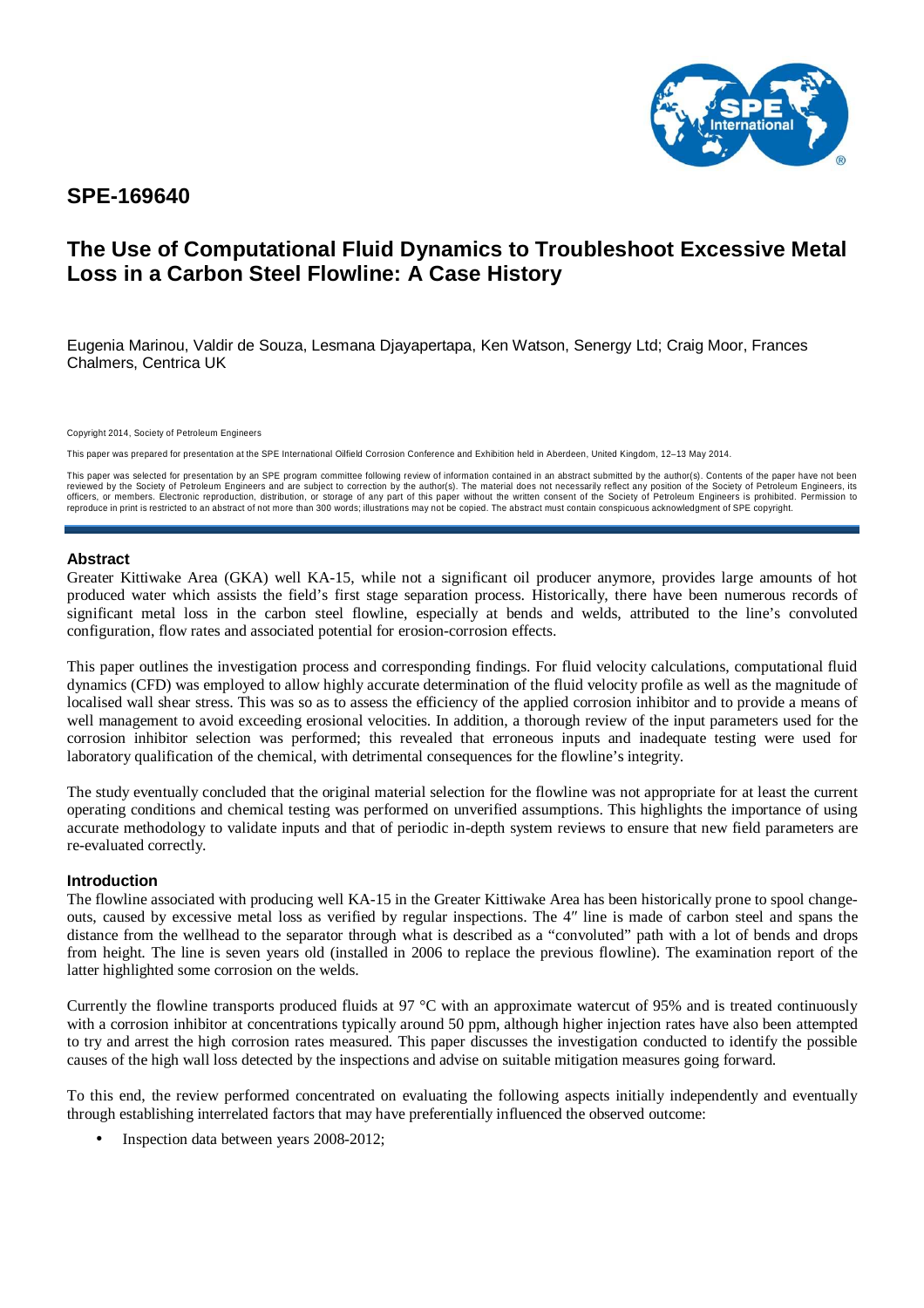# SPE-169640

# The Use of Computational Fluid Dynamics to Troubleshoot Excessive Metal Loss in a Carbon Steel Flowline: A Case History

Eugenia Marinou, Valdir de Souza, Lesmana Djayapertapa, Ken Watson, Senergy Ltd; Craig Moor, Frances Chalmers, Centrica UK

Copyright 2014, Society of Petroleum Engineers

This paper was prepared for presentation at the SPE International Oilfield Corrosion Conference and Exhibition held in Aberdeen, United Kingdom, 12–13 May 2014.

This paper was selected for presentation by an SPE program committee following review of information contained in an abstract submitted by the author(s). Contents of the paper have not been reviewed by the Society of Petroleum Engineers and are subject to correction by the author(s). The material does not necessarily reflect any position of the Society of Petroleum Engineers, its officers, or members. Electronic reproduction, distribution, or storage of any part of this paper without the written consent of the Society of Petroleum Engineers is prohibited. Permission to reproduce in print is restricted to an abstract of not more than 300 words; illustrations may not be copied. The abstract must contain conspicuous acknowledgment of SPE copyright.

## Abstract

Greater Kittiwake Area (GKA) well KA-15, while not a significant oil producer anymore, provides large amounts of hot produced water which assists the field's first stage separation process. Historically, there have been numerous records of significant metal loss in the carbon steel flowline, especially at bends and welds, attributed to the line's convoluted configuration, flow rates and associated potential for erosion-corrosion effects.

This paper outlines the investigation process and corresponding findings. For fluid velocity calculations, computational fluid dynamics (CFD) was employed to allow highly accurate determination of the fluid velocity profile as well as the magnitude of localised wall shear stress. This was so as to assess the efficiency of the applied corrosion inhibitor and to provide a means of well management to avoid exceeding erosional velocities. In addition, a thorough review of the input parameters used for the corrosion inhibitor selection was performed; this revealed that erroneous inputs and inadequate testing were used for laboratory qualification of the chemical, with detrimental consequences for the flowline's integrity.

The study eventually concluded that the original material selection for the flowline was not appropriate for at least the current operating conditions and chemical testing was performed on unverified assumptions. This highlights the importance of using accurate methodology to validate inputs and that of periodic in-depth system reviews to ensure that new field parameters are re-evaluated correctly.

## Introduction

The flowline associated with producing well KA-15 in the Greater Kittiwake Area has been historically prone to spool change-outs, caused by excessive metal loss as verified by regular inspections. The 4″ line is made of carbon steel and spans the distance from the wellhead to the separator through what is described as a "convoluted" path with a lot of bends and drops from height. The line is seven years old (installed in 2006 to replace the previous flowline). The examination report of the latter highlighted some corrosion on the welds.

Currently the flowline transports produced fluids at 97 °C with an approximate watercut of 95% and is treated continuously with a corrosion inhibitor at concentrations typically around 50 ppm, although higher injection rates have also been attempted to try and arrest the high corrosion rates measured. This paper discusses the investigation conducted to identify the possible causes of the high wall loss detected by the inspections and advise on suitable mitigation measures going forward.

To this end, the review performed concentrated on evaluating the following aspects initially independently and eventually through establishing interrelated factors that may have preferentially influenced the observed outcome:

- Inspection data between years 2008-2012;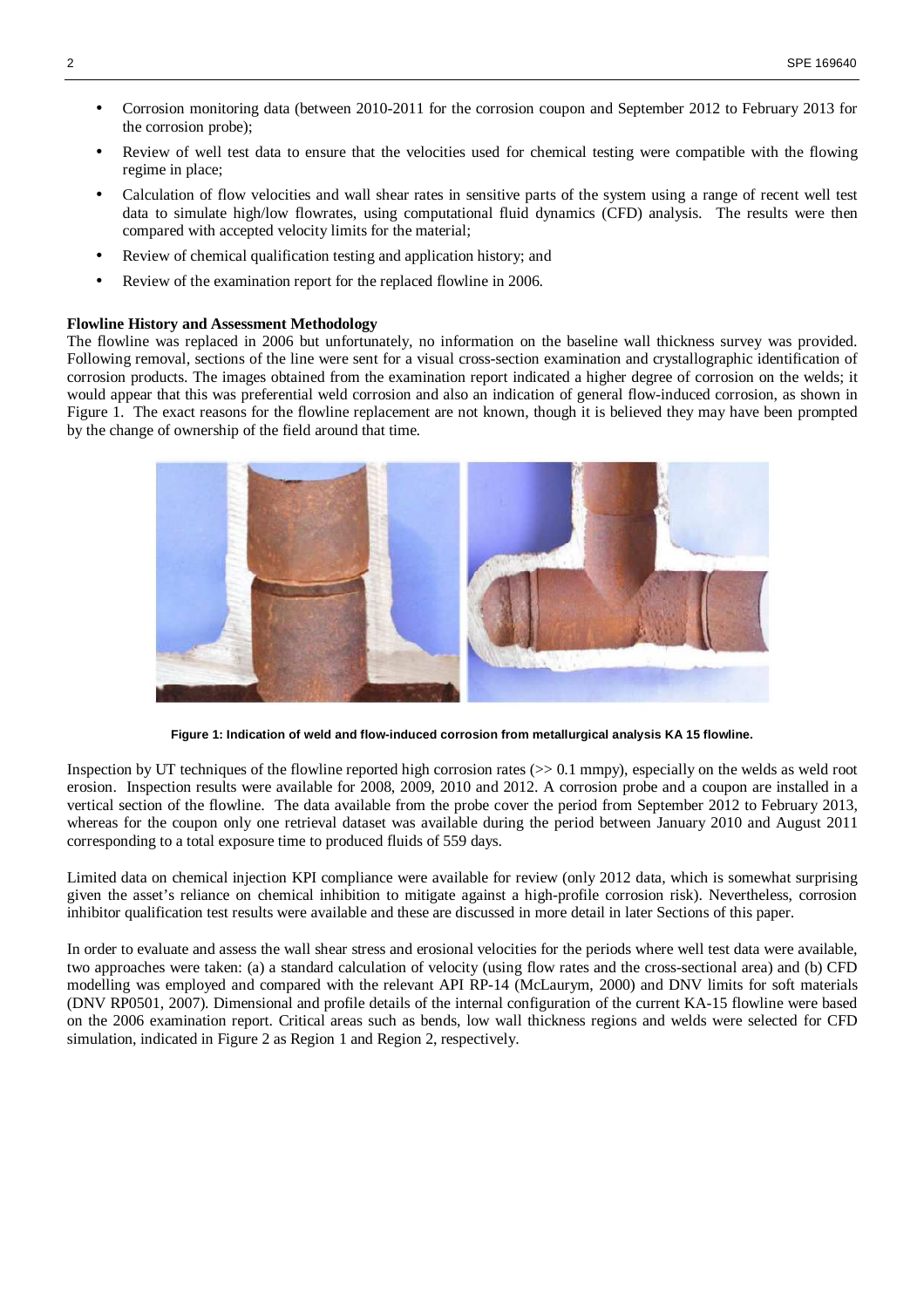- Corrosion monitoring data (between 2010-2011 for the corrosion coupon and September 2012 to February 2013 for the corrosion probe);
- Review of well test data to ensure that the velocities used for chemical testing were compatible with the flowing regime in place;
- Calculation of flow velocities and wall shear rates in sensitive parts of the system using a range of recent well test data to simulate high/low flowrates, using computational fluid dynamics (CFD) analysis. The results were then compared with accepted velocity limits for the material;
- Review of chemical qualification testing and application history; and
- Review of the examination report for the replaced flowline in 2006.

**Flowline History and Assessment Methodology**

The flowline was replaced in 2006 but unfortunately, no information on the baseline wall thickness survey was provided. Following removal, sections of the line were sent for a visual cross-section examination and crystallographic identification of corrosion products. The images obtained from the examination report indicated a higher degree of corrosion on the welds; it would appear that this was preferential weld corrosion and also an indication of general flow-induced corrosion, as shown in Figure 1. The exact reasons for the flowline replacement are not known, though it is believed they may have been prompted by the change of ownership of the field around that time.

**Figure 1: Indication of weld and flow-induced corrosion from metallurgical analysis KA 15 flowline.**

Inspection by UT techniques of the flowline reported high corrosion rates (>> 0.1 mmpy), especially on the welds as weld root erosion. Inspection results were available for 2008, 2009, 2010 and 2012. A corrosion probe and a coupon are installed in a vertical section of the flowline. The data available from the probe cover the period from September 2012 to February 2013, whereas for the coupon only one retrieval dataset was available during the period between January 2010 and August 2011 corresponding to a total exposure time to produced fluids of 559 days.

Limited data on chemical injection KPI compliance were available for review (only 2012 data, which is somewhat surprising given the asset's reliance on chemical inhibition to mitigate against a high-profile corrosion risk). Nevertheless, corrosion inhibitor qualification test results were available and these are discussed in more detail in later Sections of this paper.

In order to evaluate and assess the wall shear stress and erosional velocities for the periods where well test data were available, two approaches were taken: (a) a standard calculation of velocity (using flow rates and the cross-sectional area) and (b) CFD modelling was employed and compared with the relevant API RP-14 (McLaurym, 2000) and DNV limits for soft materials (DNV RP0501, 2007). Dimensional and profile details of the internal configuration of the current KA-15 flowline were based on the 2006 examination report. Critical areas such as bends, low wall thickness regions and welds were selected for CFD simulation, indicated in Figure 2 as Region 1 and Region 2, respectively.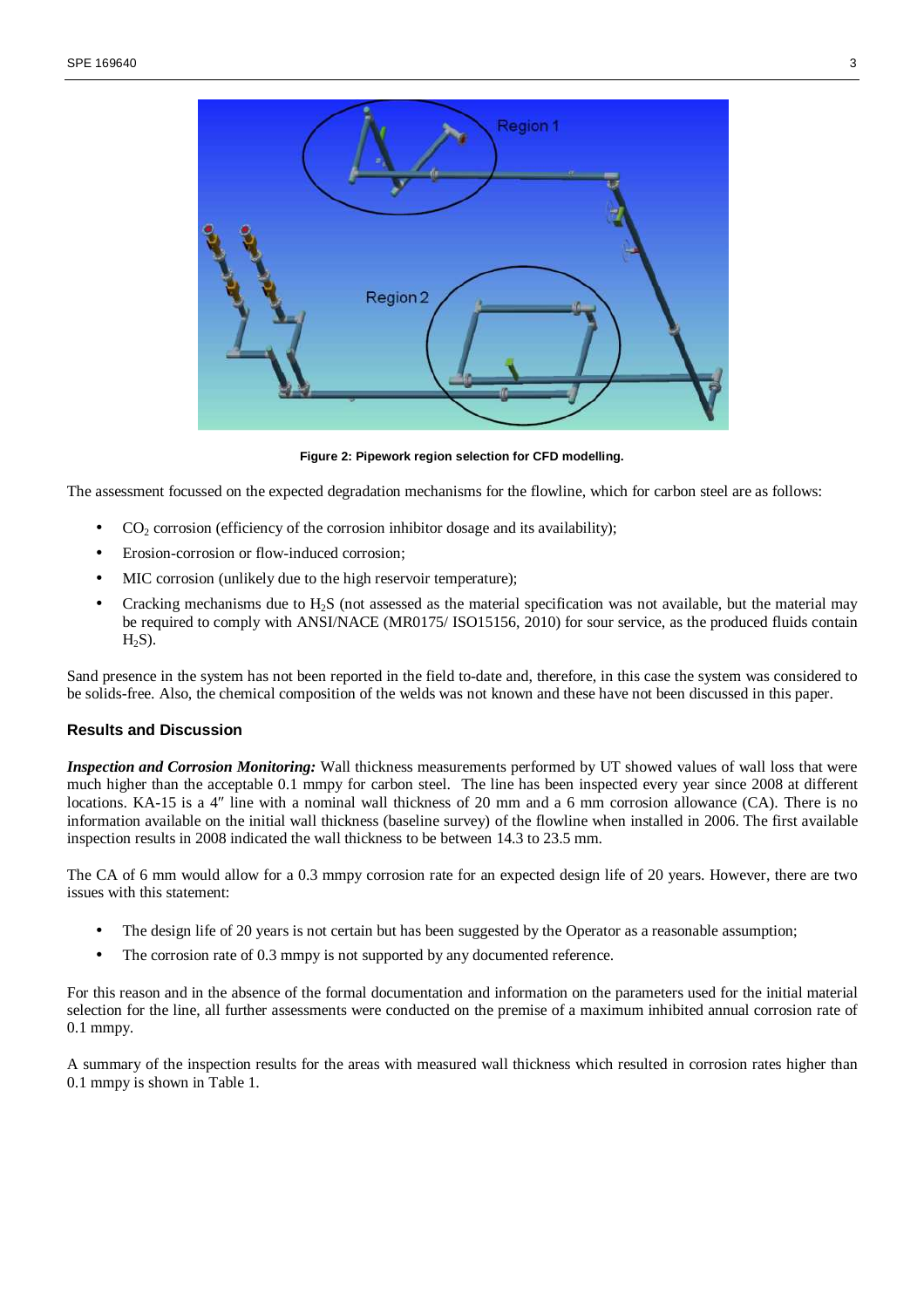**Figure 2: Pipework region selection for CFD modelling.**

The assessment focussed on the expected degradation mechanisms for the flowline, which for carbon steel are as follows:

- $CO_2$ corrosion (efficiency of the corrosion inhibitor dosage and its availability);
- Erosion-corrosion or flow-induced corrosion;
- MIC corrosion (unlikely due to the high reservoir temperature);
- Cracking mechanisms due to $H_2S$ (not assessed as the material specification was not available, but the material may be required to comply with ANSI/NACE (MR0175/ ISO15156, 2010) for sour service, as the produced fluids contain $H_2S$).

Sand presence in the system has not been reported in the field to-date and, therefore, in this case the system was considered to be solids-free. Also, the chemical composition of the welds was not known and these have not been discussed in this paper.

## Results and Discussion

***Inspection and Corrosion Monitoring:*** Wall thickness measurements performed by UT showed values of wall loss that were much higher than the acceptable 0.1 mmpy for carbon steel. The line has been inspected every year since 2008 at different locations. KA-15 is a 4″ line with a nominal wall thickness of 20 mm and a 6 mm corrosion allowance (CA). There is no information available on the initial wall thickness (baseline survey) of the flowline when installed in 2006. The first available inspection results in 2008 indicated the wall thickness to be between 14.3 to 23.5 mm.

The CA of 6 mm would allow for a 0.3 mmpy corrosion rate for an expected design life of 20 years. However, there are two issues with this statement:

- The design life of 20 years is not certain but has been suggested by the Operator as a reasonable assumption;
- The corrosion rate of 0.3 mmpy is not supported by any documented reference.

For this reason and in the absence of the formal documentation and information on the parameters used for the initial material selection for the line, all further assessments were conducted on the premise of a maximum inhibited annual corrosion rate of 0.1 mmpy.

A summary of the inspection results for the areas with measured wall thickness which resulted in corrosion rates higher than 0.1 mmpy is shown in Table 1.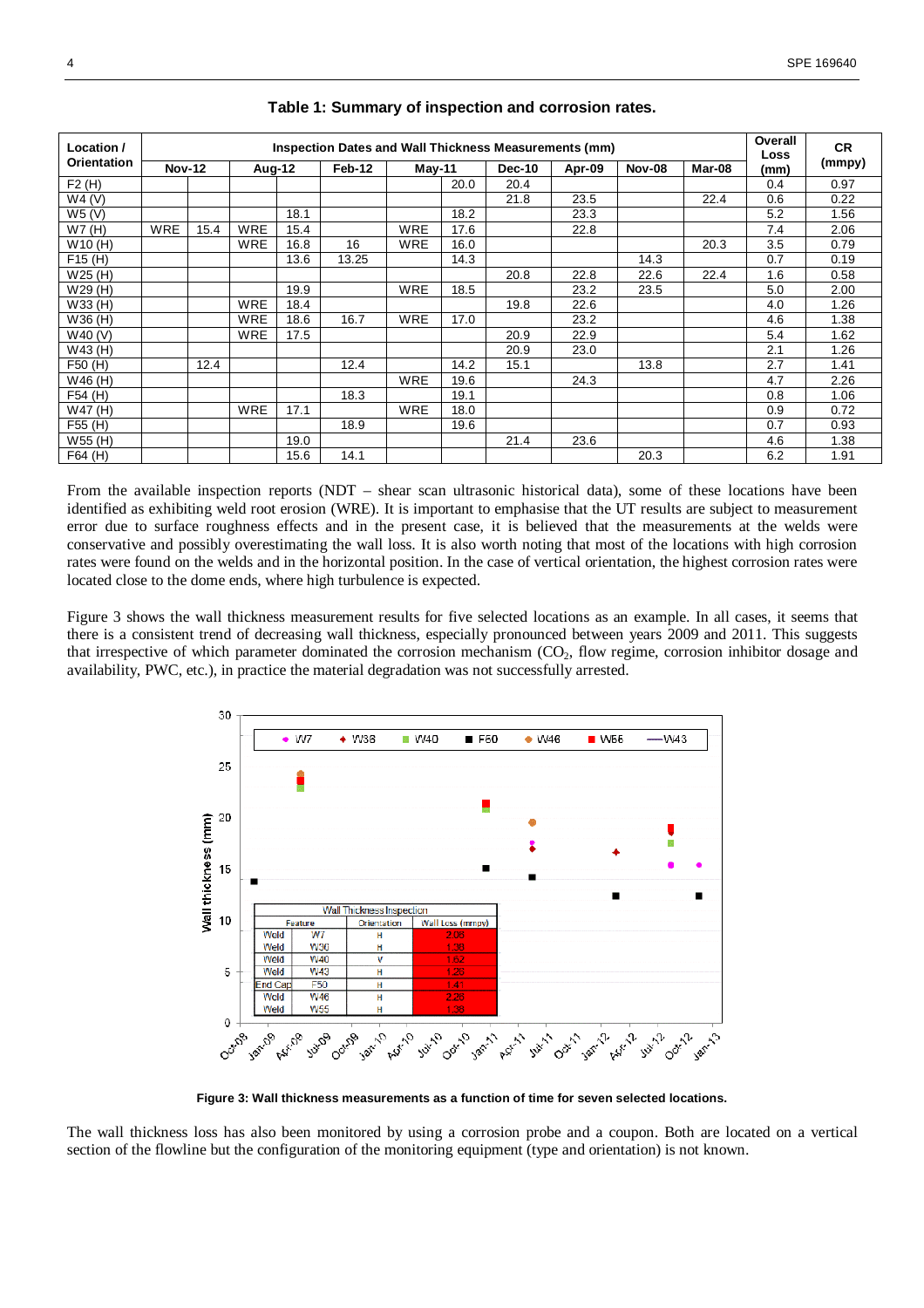**Table 1: Summary of inspection and corrosion rates.**

| Location / Orientation | Inspection Dates and Wall Thickness Measurements (mm) | | | | | | | | | | | Overall Loss (mm) | CR (mmpy) |
|---|---|---|---|---|---|---|---|---|---|---|---|---|---|
| | Nov-12 | | Aug-12 | | Feb-12 | May-11 | | Dec-10 | Apr-09 | Nov-08 | Mar-08 | | |
| F2 (H) | | | | | | | 20.0 | 20.4 | | | | 0.4 | 0.97 |
| W4 (V) | | | | | | | | 21.8 | 23.5 | | 22.4 | 0.6 | 0.22 |
| W5 (V) | | | | 18.1 | | | 18.2 | | 23.3 | | | 5.2 | 1.56 |
| W7 (H) | WRE | 15.4 | WRE | 15.4 | | WRE | 17.6 | | 22.8 | | | 7.4 | 2.06 |
| W10 (H) | | | WRE | 16.8 | 16 | WRE | 16.0 | | | | 20.3 | 3.5 | 0.79 |
| F15 (H) | | | | 13.6 | 13.25 | | 14.3 | | | 14.3 | | 0.7 | 0.19 |
| W25 (H) | | | | | | | | 20.8 | 22.8 | 22.6 | 22.4 | 1.6 | 0.58 |
| W29 (H) | | | | 19.9 | | WRE | 18.5 | | 23.2 | 23.5 | | 5.0 | 2.00 |
| W33 (H) | | | WRE | 18.4 | | | | 19.8 | 22.6 | | | 4.0 | 1.26 |
| W36 (H) | | | WRE | 18.6 | 16.7 | WRE | 17.0 | | 23.2 | | | 4.6 | 1.38 |
| W40 (V) | | | WRE | 17.5 | | | | 20.9 | 22.9 | | | 5.4 | 1.62 |
| W43 (H) | | | | | | | | 20.9 | 23.0 | | | 2.1 | 1.26 |
| F50 (H) | | 12.4 | | | 12.4 | | 14.2 | 15.1 | | 13.8 | | 2.7 | 1.41 |
| W46 (H) | | | | | | WRE | 19.6 | | 24.3 | | | 4.7 | 2.26 |
| F54 (H) | | | | | 18.3 | | 19.1 | | | | | 0.8 | 1.06 |
| W47 (H) | | | WRE | 17.1 | | WRE | 18.0 | | | | | 0.9 | 0.72 |
| F55 (H) | | | | | 18.9 | | 19.6 | | | | | 0.7 | 0.93 |
| W55 (H) | | | | 19.0 | | | | 21.4 | 23.6 | | | 4.6 | 1.38 |
| F64 (H) | | | | 15.6 | 14.1 | | | | | 20.3 | | 6.2 | 1.91 |

From the available inspection reports (NDT – shear scan ultrasonic historical data), some of these locations have been identified as exhibiting weld root erosion (WRE). It is important to emphasise that the UT results are subject to measurement error due to surface roughness effects and in the present case, it is believed that the measurements at the welds were conservative and possibly overestimating the wall loss. It is also worth noting that most of the locations with high corrosion rates were found on the welds and in the horizontal position. In the case of vertical orientation, the highest corrosion rates were located close to the dome ends, where high turbulence is expected.

Figure 3 shows the wall thickness measurement results for five selected locations as an example. In all cases, it seems that there is a consistent trend of decreasing wall thickness, especially pronounced between years 2009 and 2011. This suggests that irrespective of which parameter dominated the corrosion mechanism ($CO_2$, flow regime, corrosion inhibitor dosage and availability, PWC, etc.), in practice the material degradation was not successfully arrested.

**Figure 3: Wall thickness measurements as a function of time for seven selected locations.**

The wall thickness loss has also been monitored by using a corrosion probe and a coupon. Both are located on a vertical section of the flowline but the configuration of the monitoring equipment (type and orientation) is not known.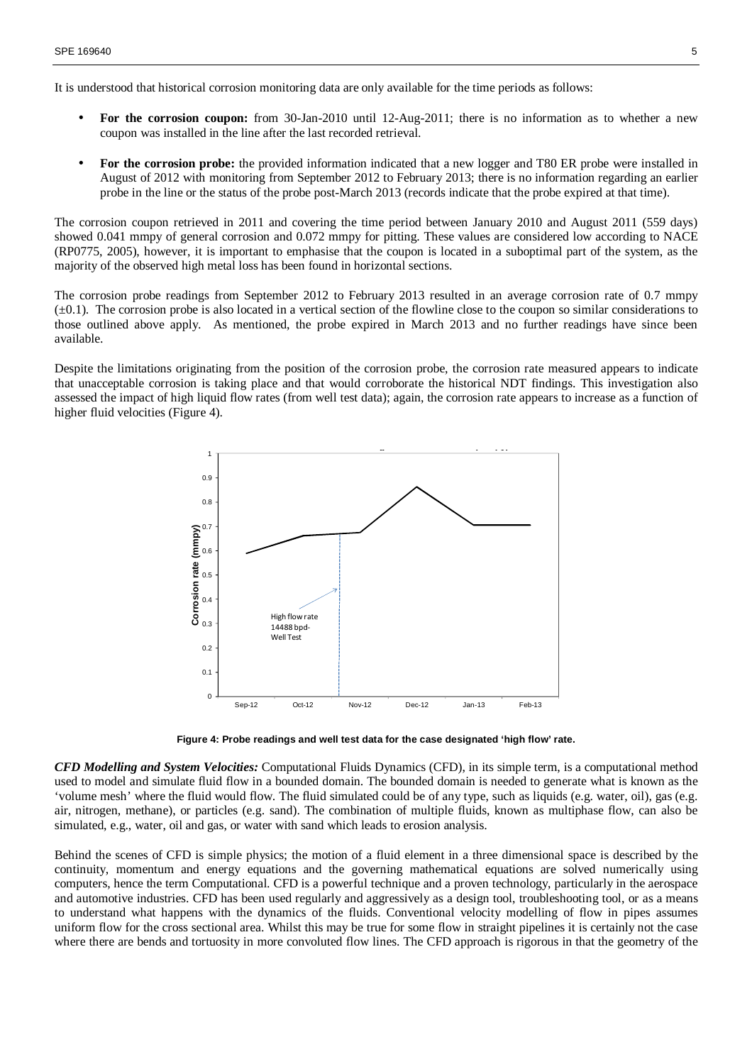It is understood that historical corrosion monitoring data are only available for the time periods as follows:

- **For the corrosion coupon:** from 30-Jan-2010 until 12-Aug-2011; there is no information as to whether a new coupon was installed in the line after the last recorded retrieval.
- **For the corrosion probe:** the provided information indicated that a new logger and T80 ER probe were installed in August of 2012 with monitoring from September 2012 to February 2013; there is no information regarding an earlier probe in the line or the status of the probe post-March 2013 (records indicate that the probe expired at that time).

The corrosion coupon retrieved in 2011 and covering the time period between January 2010 and August 2011 (559 days) showed 0.041 mmpy of general corrosion and 0.072 mmpy for pitting. These values are considered low according to NACE (RP0775, 2005), however, it is important to emphasise that the coupon is located in a suboptimal part of the system, as the majority of the observed high metal loss has been found in horizontal sections.

The corrosion probe readings from September 2012 to February 2013 resulted in an average corrosion rate of 0.7 mmpy (±0.1). The corrosion probe is also located in a vertical section of the flowline close to the coupon so similar considerations to those outlined above apply. As mentioned, the probe expired in March 2013 and no further readings have since been available.

Despite the limitations originating from the position of the corrosion probe, the corrosion rate measured appears to indicate that unacceptable corrosion is taking place and that would corroborate the historical NDT findings. This investigation also assessed the impact of high liquid flow rates (from well test data); again, the corrosion rate appears to increase as a function of higher fluid velocities (Figure 4).

**Figure 4: Probe readings and well test data for the case designated 'high flow' rate.**

***CFD Modelling and System Velocities:*** Computational Fluids Dynamics (CFD), in its simple term, is a computational method used to model and simulate fluid flow in a bounded domain. The bounded domain is needed to generate what is known as the 'volume mesh' where the fluid would flow. The fluid simulated could be of any type, such as liquids (e.g. water, oil), gas (e.g. air, nitrogen, methane), or particles (e.g. sand). The combination of multiple fluids, known as multiphase flow, can also be simulated, e.g., water, oil and gas, or water with sand which leads to erosion analysis.

Behind the scenes of CFD is simple physics; the motion of a fluid element in a three dimensional space is described by the continuity, momentum and energy equations and the governing mathematical equations are solved numerically using computers, hence the term Computational. CFD is a powerful technique and a proven technology, particularly in the aerospace and automotive industries. CFD has been used regularly and aggressively as a design tool, troubleshooting tool, or as a means to understand what happens with the dynamics of the fluids. Conventional velocity modelling of flow in pipes assumes uniform flow for the cross sectional area. Whilst this may be true for some flow in straight pipelines it is certainly not the case where there are bends and tortuosity in more convoluted flow lines. The CFD approach is rigorous in that the geometry of the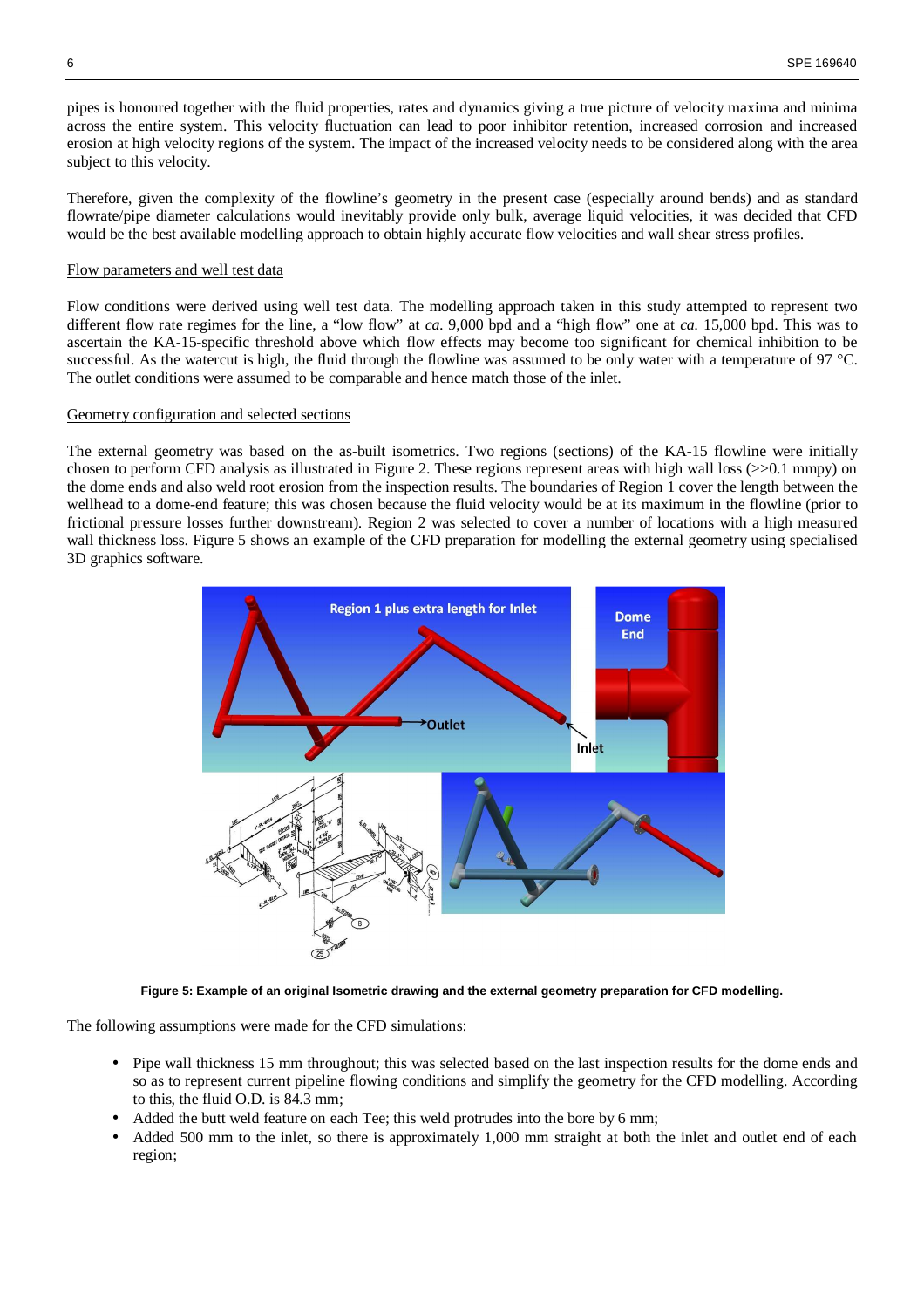pipes is honoured together with the fluid properties, rates and dynamics giving a true picture of velocity maxima and minima across the entire system. This velocity fluctuation can lead to poor inhibitor retention, increased corrosion and increased erosion at high velocity regions of the system. The impact of the increased velocity needs to be considered along with the area subject to this velocity.

Therefore, given the complexity of the flowline's geometry in the present case (especially around bends) and as standard flowrate/pipe diameter calculations would inevitably provide only bulk, average liquid velocities, it was decided that CFD would be the best available modelling approach to obtain highly accurate flow velocities and wall shear stress profiles.

<u>Flow parameters and well test data</u>

Flow conditions were derived using well test data. The modelling approach taken in this study attempted to represent two different flow rate regimes for the line, a "low flow" at *ca.* 9,000 bpd and a "high flow" one at *ca.* 15,000 bpd. This was to ascertain the KA-15-specific threshold above which flow effects may become too significant for chemical inhibition to be successful. As the watercut is high, the fluid through the flowline was assumed to be only water with a temperature of 97 °C. The outlet conditions were assumed to be comparable and hence match those of the inlet.

<u>Geometry configuration and selected sections</u>

The external geometry was based on the as-built isometrics. Two regions (sections) of the KA-15 flowline were initially chosen to perform CFD analysis as illustrated in Figure 2. These regions represent areas with high wall loss (>>0.1 mmpy) on the dome ends and also weld root erosion from the inspection results. The boundaries of Region 1 cover the length between the wellhead to a dome-end feature; this was chosen because the fluid velocity would be at its maximum in the flowline (prior to frictional pressure losses further downstream). Region 2 was selected to cover a number of locations with a high measured wall thickness loss. Figure 5 shows an example of the CFD preparation for modelling the external geometry using specialised 3D graphics software.

**Figure 5: Example of an original Isometric drawing and the external geometry preparation for CFD modelling.**

The following assumptions were made for the CFD simulations:

- Pipe wall thickness 15 mm throughout; this was selected based on the last inspection results for the dome ends and so as to represent current pipeline flowing conditions and simplify the geometry for the CFD modelling. According to this, the fluid O.D. is 84.3 mm;
- Added the butt weld feature on each Tee; this weld protrudes into the bore by 6 mm;
- Added 500 mm to the inlet, so there is approximately 1,000 mm straight at both the inlet and outlet end of each region;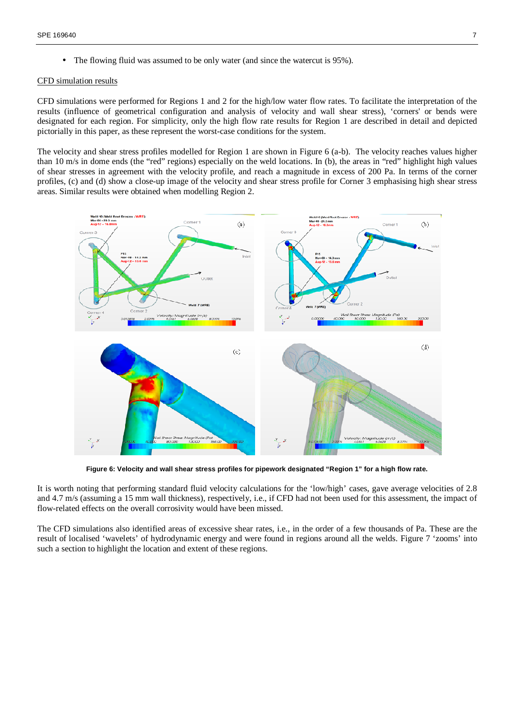- The flowing fluid was assumed to be only water (and since the watercut is 95%).

<u>CFD simulation results</u>

CFD simulations were performed for Regions 1 and 2 for the high/low water flow rates. To facilitate the interpretation of the results (influence of geometrical configuration and analysis of velocity and wall shear stress), 'corners' or bends were designated for each region. For simplicity, only the high flow rate results for Region 1 are described in detail and depicted pictorially in this paper, as these represent the worst-case conditions for the system.

The velocity and shear stress profiles modelled for Region 1 are shown in Figure 6 (a-b). The velocity reaches values higher than 10 m/s in dome ends (the "red" regions) especially on the weld locations. In (b), the areas in "red" highlight high values of shear stresses in agreement with the velocity profile, and reach a magnitude in excess of 200 Pa. In terms of the corner profiles, (c) and (d) show a close-up image of the velocity and shear stress profile for Corner 3 emphasising high shear stress areas. Similar results were obtained when modelling Region 2.

**Figure 6: Velocity and wall shear stress profiles for pipework designated "Region 1" for a high flow rate.**

It is worth noting that performing standard fluid velocity calculations for the 'low/high' cases, gave average velocities of 2.8 and 4.7 m/s (assuming a 15 mm wall thickness), respectively, i.e., if CFD had not been used for this assessment, the impact of flow-related effects on the overall corrosivity would have been missed.

The CFD simulations also identified areas of excessive shear rates, i.e., in the order of a few thousands of Pa. These are the result of localised 'wavelets' of hydrodynamic energy and were found in regions around all the welds. Figure 7 'zooms' into such a section to highlight the location and extent of these regions.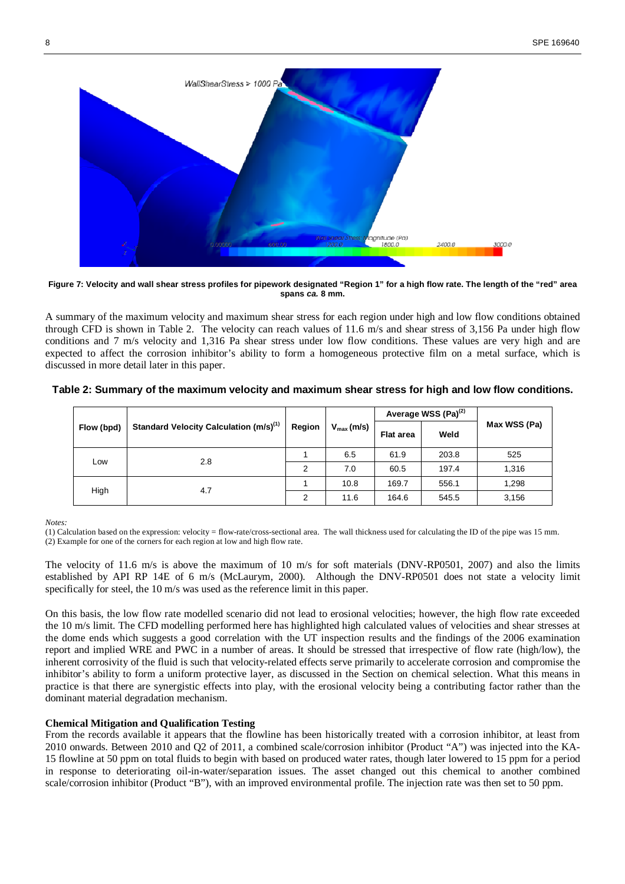**Figure 7: Velocity and wall shear stress profiles for pipework designated "Region 1" for a high flow rate. The length of the "red" area spans *ca.* 8 mm.**

A summary of the maximum velocity and maximum shear stress for each region under high and low flow conditions obtained through CFD is shown in Table 2. The velocity can reach values of 11.6 m/s and shear stress of 3,156 Pa under high flow conditions and 7 m/s velocity and 1,316 Pa shear stress under low flow conditions. These values are very high and are expected to affect the corrosion inhibitor's ability to form a homogeneous protective film on a metal surface, which is discussed in more detail later in this paper.

**Table 2: Summary of the maximum velocity and maximum shear stress for high and low flow conditions.**

| Flow (bpd) | Standard Velocity Calculation (m/s)[1] | Region | $V_{max}$ (m/s) | Average WSS (Pa)[2] | | Max WSS (Pa) |
|---|---|---|---|---|---|---|
| | | | | Flat area | Weld | |
| Low | 2.8 | 1 | 6.5 | 61.9 | 203.8 | 525 |
| | | 2 | 7.0 | 60.5 | 197.4 | 1,316 |
| High | 4.7 | 1 | 10.8 | 169.7 | 556.1 | 1,298 |
| | | 2 | 11.6 | 164.6 | 545.5 | 3,156 |

*Notes:*

(1) Calculation based on the expression: velocity = flow-rate/cross-sectional area. The wall thickness used for calculating the ID of the pipe was 15 mm.
(2) Example for one of the corners for each region at low and high flow rate.

The velocity of 11.6 m/s is above the maximum of 10 m/s for soft materials (DNV-RP0501, 2007) and also the limits established by API RP 14E of 6 m/s (McLaurym, 2000). Although the DNV-RP0501 does not state a velocity limit specifically for steel, the 10 m/s was used as the reference limit in this paper.

On this basis, the low flow rate modelled scenario did not lead to erosional velocities; however, the high flow rate exceeded the 10 m/s limit. The CFD modelling performed here has highlighted high calculated values of velocities and shear stresses at the dome ends which suggests a good correlation with the UT inspection results and the findings of the 2006 examination report and implied WRE and PWC in a number of areas. It should be stressed that irrespective of flow rate (high/low), the inherent corrosivity of the fluid is such that velocity-related effects serve primarily to accelerate corrosion and compromise the inhibitor's ability to form a uniform protective layer, as discussed in the Section on chemical selection. What this means in practice is that there are synergistic effects into play, with the erosional velocity being a contributing factor rather than the dominant material degradation mechanism.

### Chemical Mitigation and Qualification Testing

From the records available it appears that the flowline has been historically treated with a corrosion inhibitor, at least from 2010 onwards. Between 2010 and Q2 of 2011, a combined scale/corrosion inhibitor (Product "A") was injected into the KA-15 flowline at 50 ppm on total fluids to begin with based on produced water rates, though later lowered to 15 ppm for a period in response to deteriorating oil-in-water/separation issues. The asset changed out this chemical to another combined scale/corrosion inhibitor (Product "B"), with an improved environmental profile. The injection rate was then set to 50 ppm.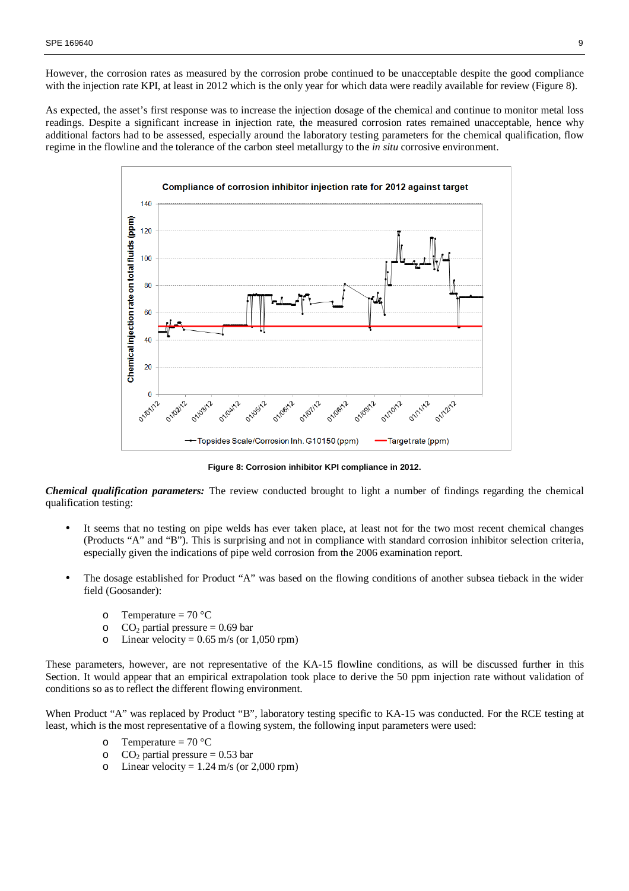However, the corrosion rates as measured by the corrosion probe continued to be unacceptable despite the good compliance with the injection rate KPI, at least in 2012 which is the only year for which data were readily available for review (Figure 8).

As expected, the asset's first response was to increase the injection dosage of the chemical and continue to monitor metal loss readings. Despite a significant increase in injection rate, the measured corrosion rates remained unacceptable, hence why additional factors had to be assessed, especially around the laboratory testing parameters for the chemical qualification, flow regime in the flowline and the tolerance of the carbon steel metallurgy to the *in situ* corrosive environment.

**Figure 8: Corrosion inhibitor KPI compliance in 2012.**

***Chemical qualification parameters:*** The review conducted brought to light a number of findings regarding the chemical qualification testing:

- It seems that no testing on pipe welds has ever taken place, at least not for the two most recent chemical changes (Products "A" and "B"). This is surprising and not in compliance with standard corrosion inhibitor selection criteria, especially given the indications of pipe weld corrosion from the 2006 examination report.
- The dosage established for Product "A" was based on the flowing conditions of another subsea tieback in the wider field (Goosander):
  - Temperature = 70 °C
  - $CO_2$ partial pressure = 0.69 bar
  - Linear velocity = 0.65 m/s (or 1,050 rpm)

These parameters, however, are not representative of the KA-15 flowline conditions, as will be discussed further in this Section. It would appear that an empirical extrapolation took place to derive the 50 ppm injection rate without validation of conditions so as to reflect the different flowing environment.

When Product "A" was replaced by Product "B", laboratory testing specific to KA-15 was conducted. For the RCE testing at least, which is the most representative of a flowing system, the following input parameters were used:

- Temperature = 70 °C
- $CO_2$ partial pressure = 0.53 bar
- Linear velocity = 1.24 m/s (or 2,000 rpm)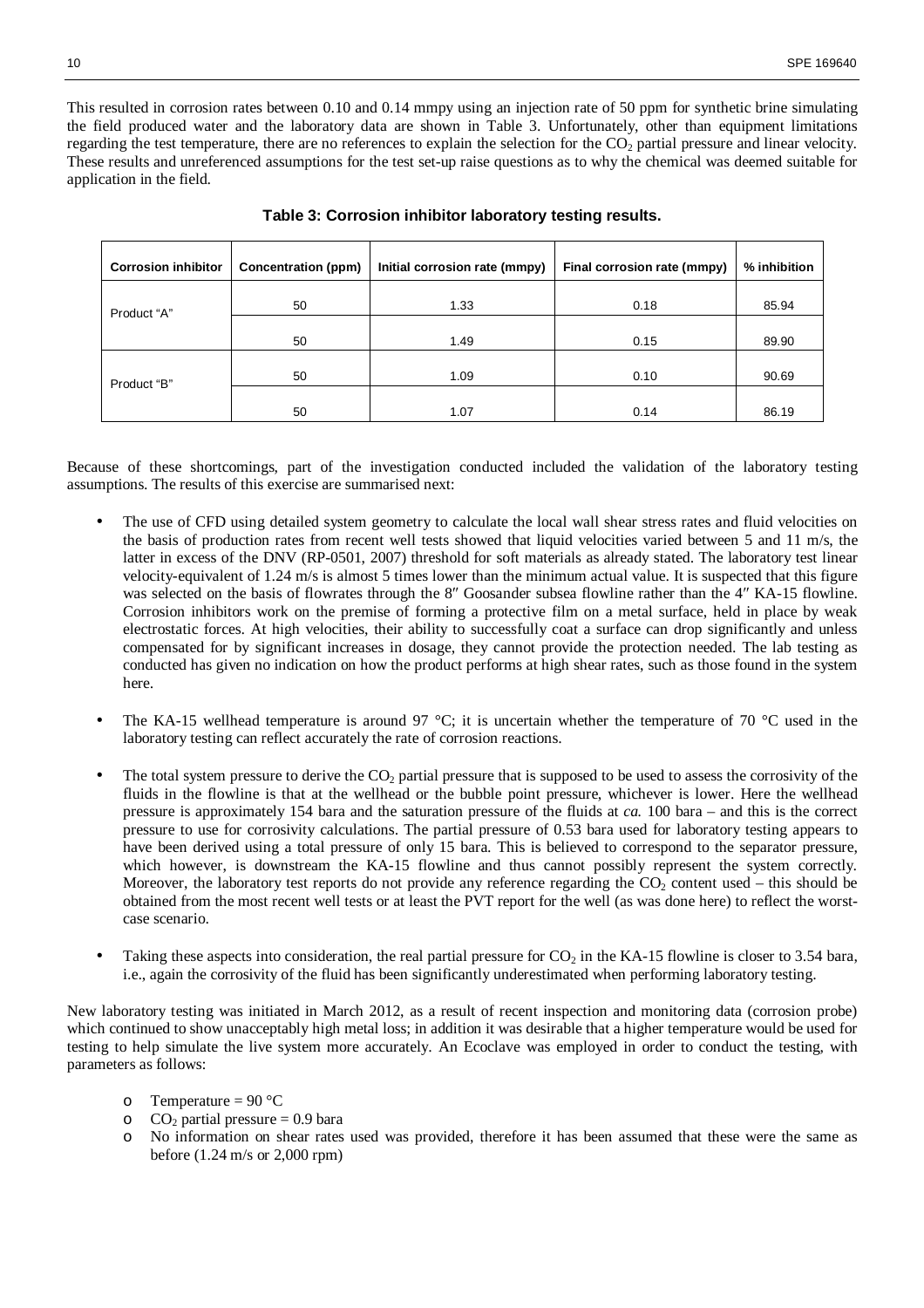This resulted in corrosion rates between 0.10 and 0.14 mmpy using an injection rate of 50 ppm for synthetic brine simulating the field produced water and the laboratory data are shown in Table 3. Unfortunately, other than equipment limitations regarding the test temperature, there are no references to explain the selection for the $CO_2$ partial pressure and linear velocity. These results and unreferenced assumptions for the test set-up raise questions as to why the chemical was deemed suitable for application in the field.

**Table 3: Corrosion inhibitor laboratory testing results.**

| Corrosion inhibitor | Concentration (ppm) | Initial corrosion rate (mmpy) | Final corrosion rate (mmpy) | % inhibition |
|---|---|---|---|---|
| Product "A" | 50 | 1.33 | 0.18 | 85.94 |
| | 50 | 1.49 | 0.15 | 89.90 |
| Product "B" | 50 | 1.09 | 0.10 | 90.69 |
| | 50 | 1.07 | 0.14 | 86.19 |

Because of these shortcomings, part of the investigation conducted included the validation of the laboratory testing assumptions. The results of this exercise are summarised next:

- The use of CFD using detailed system geometry to calculate the local wall shear stress rates and fluid velocities on the basis of production rates from recent well tests showed that liquid velocities varied between 5 and 11 m/s, the latter in excess of the DNV (RP-0501, 2007) threshold for soft materials as already stated. The laboratory test linear velocity-equivalent of 1.24 m/s is almost 5 times lower than the minimum actual value. It is suspected that this figure was selected on the basis of flowrates through the 8″ Goosander subsea flowline rather than the 4″ KA-15 flowline. Corrosion inhibitors work on the premise of forming a protective film on a metal surface, held in place by weak electrostatic forces. At high velocities, their ability to successfully coat a surface can drop significantly and unless compensated for by significant increases in dosage, they cannot provide the protection needed. The lab testing as conducted has given no indication on how the product performs at high shear rates, such as those found in the system here.

- The KA-15 wellhead temperature is around 97 °C; it is uncertain whether the temperature of 70 °C used in the laboratory testing can reflect accurately the rate of corrosion reactions.

- The total system pressure to derive the $CO_2$ partial pressure that is supposed to be used to assess the corrosivity of the fluids in the flowline is that at the wellhead or the bubble point pressure, whichever is lower. Here the wellhead pressure is approximately 154 bara and the saturation pressure of the fluids at *ca.* 100 bara – and this is the correct pressure to use for corrosivity calculations. The partial pressure of 0.53 bara used for laboratory testing appears to have been derived using a total pressure of only 15 bara. This is believed to correspond to the separator pressure, which however, is downstream the KA-15 flowline and thus cannot possibly represent the system correctly. Moreover, the laboratory test reports do not provide any reference regarding the $CO_2$ content used – this should be obtained from the most recent well tests or at least the PVT report for the well (as was done here) to reflect the worst-case scenario.

- Taking these aspects into consideration, the real partial pressure for $CO_2$ in the KA-15 flowline is closer to 3.54 bara, i.e., again the corrosivity of the fluid has been significantly underestimated when performing laboratory testing.

New laboratory testing was initiated in March 2012, as a result of recent inspection and monitoring data (corrosion probe) which continued to show unacceptably high metal loss; in addition it was desirable that a higher temperature would be used for testing to help simulate the live system more accurately. An Ecoclave was employed in order to conduct the testing, with parameters as follows:

- Temperature = 90 °C
- $CO_2$ partial pressure = 0.9 bara
- No information on shear rates used was provided, therefore it has been assumed that these were the same as before (1.24 m/s or 2,000 rpm)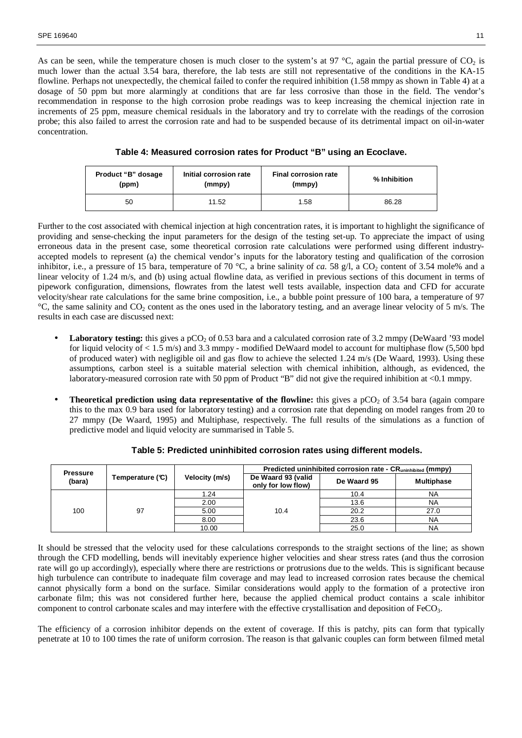As can be seen, while the temperature chosen is much closer to the system's at 97 °C, again the partial pressure of $CO_2$ is much lower than the actual 3.54 bara, therefore, the lab tests are still not representative of the conditions in the KA-15 flowline. Perhaps not unexpectedly, the chemical failed to confer the required inhibition (1.58 mmpy as shown in Table 4) at a dosage of 50 ppm but more alarmingly at conditions that are far less corrosive than those in the field. The vendor's recommendation in response to the high corrosion probe readings was to keep increasing the chemical injection rate in increments of 25 ppm, measure chemical residuals in the laboratory and try to correlate with the readings of the corrosion probe; this also failed to arrest the corrosion rate and had to be suspended because of its detrimental impact on oil-in-water concentration.

**Table 4: Measured corrosion rates for Product "B" using an Ecoclave.**

| Product "B" dosage (ppm) | Initial corrosion rate (mmpy) | Final corrosion rate (mmpy) | % Inhibition |
|---|---|---|---|
| 50 | 11.52 | 1.58 | 86.28 |

Further to the cost associated with chemical injection at high concentration rates, it is important to highlight the significance of providing and sense-checking the input parameters for the design of the testing set-up. To appreciate the impact of using erroneous data in the present case, some theoretical corrosion rate calculations were performed using different industry-accepted models to represent (a) the chemical vendor's inputs for the laboratory testing and qualification of the corrosion inhibitor, i.e., a pressure of 15 bara, temperature of 70 °C, a brine salinity of *ca.* 58 g/l, a $CO_2$ content of 3.54 mole% and a linear velocity of 1.24 m/s, and (b) using actual flowline data, as verified in previous sections of this document in terms of pipework configuration, dimensions, flowrates from the latest well tests available, inspection data and CFD for accurate velocity/shear rate calculations for the same brine composition, i.e., a bubble point pressure of 100 bara, a temperature of 97 °C, the same salinity and $CO_2$ content as the ones used in the laboratory testing, and an average linear velocity of 5 m/s. The results in each case are discussed next:

- **Laboratory testing:** this gives a $pCO_2$ of 0.53 bara and a calculated corrosion rate of 3.2 mmpy (DeWaard '93 model for liquid velocity of < 1.5 m/s) and 3.3 mmpy - modified DeWaard model to account for multiphase flow (5,500 bpd of produced water) with negligible oil and gas flow to achieve the selected 1.24 m/s (De Waard, 1993). Using these assumptions, carbon steel is a suitable material selection with chemical inhibition, although, as evidenced, the laboratory-measured corrosion rate with 50 ppm of Product "B" did not give the required inhibition at <0.1 mmpy.
- **Theoretical prediction using data representative of the flowline:** this gives a $pCO_2$ of 3.54 bara (again compare this to the max 0.9 bara used for laboratory testing) and a corrosion rate that depending on model ranges from 20 to 27 mmpy (De Waard, 1995) and Multiphase, respectively. The full results of the simulations as a function of predictive model and liquid velocity are summarised in Table 5.

**Table 5: Predicted uninhibited corrosion rates using different models.**

| Pressure (bara) | Temperature (°C) | Velocity (m/s) | Predicted uninhibited corrosion rate - $CR_{uninhibited}$ (mmpy) | | |
|---|---|---|---|---|---|
| | | | De Waard 93 (valid only for low flow) | De Waard 95 | Multiphase |
| 100 | 97 | 1.24 | 10.4 | 10.4 | NA |
| | | 2.00 | | 13.6 | NA |
| | | 5.00 | | 20.2 | 27.0 |
| | | 8.00 | | 23.6 | NA |
| | | 10.00 | | 25.0 | NA |

It should be stressed that the velocity used for these calculations corresponds to the straight sections of the line; as shown through the CFD modelling, bends will inevitably experience higher velocities and shear stress rates (and thus the corrosion rate will go up accordingly), especially where there are restrictions or protrusions due to the welds. This is significant because high turbulence can contribute to inadequate film coverage and may lead to increased corrosion rates because the chemical cannot physically form a bond on the surface. Similar considerations would apply to the formation of a protective iron carbonate film; this was not considered further here, because the applied chemical product contains a scale inhibitor component to control carbonate scales and may interfere with the effective crystallisation and deposition of $FeCO_3$.

The efficiency of a corrosion inhibitor depends on the extent of coverage. If this is patchy, pits can form that typically penetrate at 10 to 100 times the rate of uniform corrosion. The reason is that galvanic couples can form between filmed metal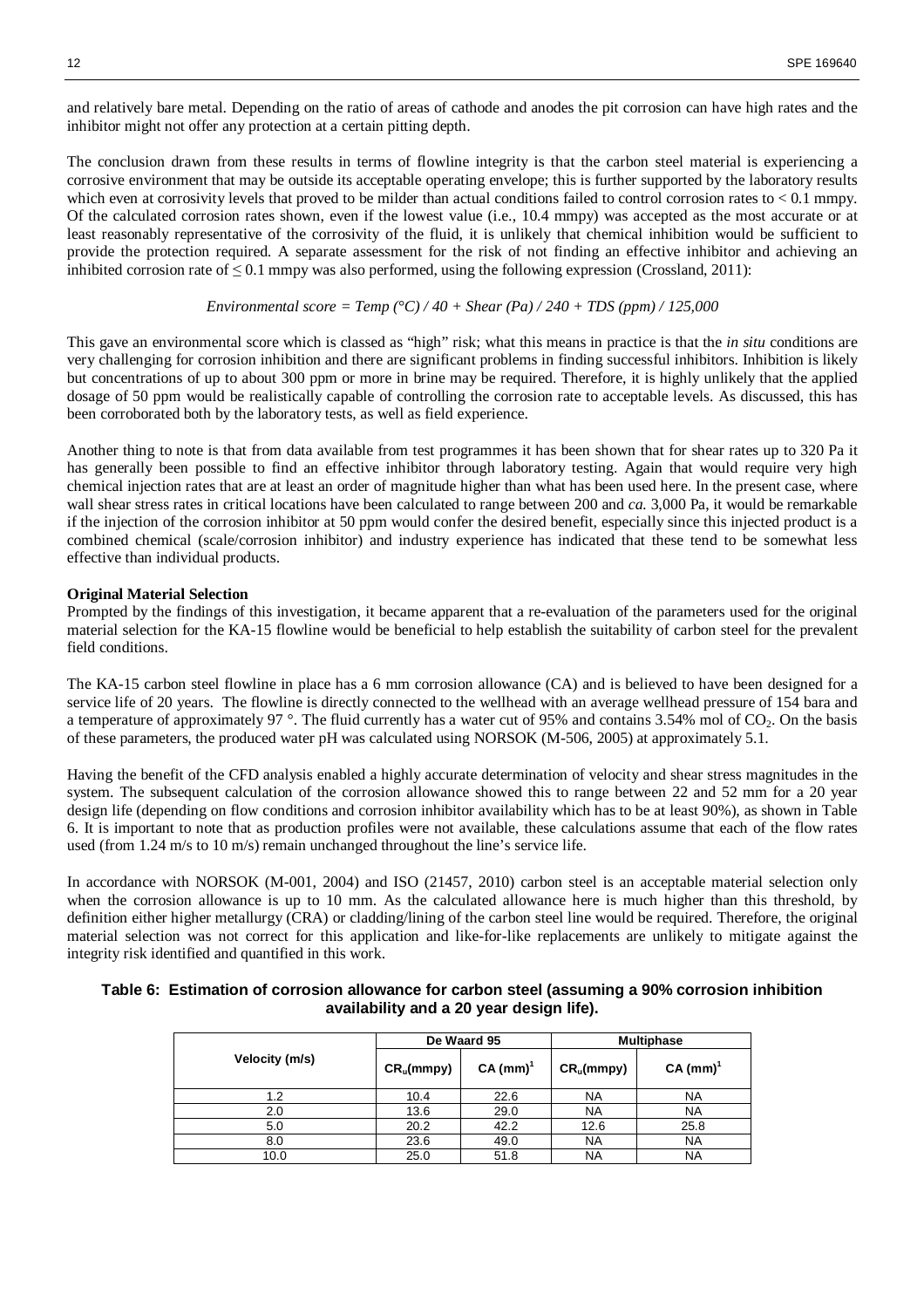and relatively bare metal. Depending on the ratio of areas of cathode and anodes the pit corrosion can have high rates and the inhibitor might not offer any protection at a certain pitting depth.

The conclusion drawn from these results in terms of flowline integrity is that the carbon steel material is experiencing a corrosive environment that may be outside its acceptable operating envelope; this is further supported by the laboratory results which even at corrosivity levels that proved to be milder than actual conditions failed to control corrosion rates to < 0.1 mmpy. Of the calculated corrosion rates shown, even if the lowest value (i.e., 10.4 mmpy) was accepted as the most accurate or at least reasonably representative of the corrosivity of the fluid, it is unlikely that chemical inhibition would be sufficient to provide the protection required. A separate assessment for the risk of not finding an effective inhibitor and achieving an inhibited corrosion rate of ≤ 0.1 mmpy was also performed, using the following expression (Crossland, 2011):

$$\text{Environmental score} = \text{Temp (°C)} / 40 + \text{Shear (Pa)} / 240 + \text{TDS (ppm)} / 125{,}000$$

This gave an environmental score which is classed as "high" risk; what this means in practice is that the *in situ* conditions are very challenging for corrosion inhibition and there are significant problems in finding successful inhibitors. Inhibition is likely but concentrations of up to about 300 ppm or more in brine may be required. Therefore, it is highly unlikely that the applied dosage of 50 ppm would be realistically capable of controlling the corrosion rate to acceptable levels. As discussed, this has been corroborated both by the laboratory tests, as well as field experience.

Another thing to note is that from data available from test programmes it has been shown that for shear rates up to 320 Pa it has generally been possible to find an effective inhibitor through laboratory testing. Again that would require very high chemical injection rates that are at least an order of magnitude higher than what has been used here. In the present case, where wall shear stress rates in critical locations have been calculated to range between 200 and *ca.* 3,000 Pa, it would be remarkable if the injection of the corrosion inhibitor at 50 ppm would confer the desired benefit, especially since this injected product is a combined chemical (scale/corrosion inhibitor) and industry experience has indicated that these tend to be somewhat less effective than individual products.

**Original Material Selection**

Prompted by the findings of this investigation, it became apparent that a re-evaluation of the parameters used for the original material selection for the KA-15 flowline would be beneficial to help establish the suitability of carbon steel for the prevalent field conditions.

The KA-15 carbon steel flowline in place has a 6 mm corrosion allowance (CA) and is believed to have been designed for a service life of 20 years. The flowline is directly connected to the wellhead with an average wellhead pressure of 154 bara and a temperature of approximately 97 °. The fluid currently has a water cut of 95% and contains 3.54% mol of $CO_2$. On the basis of these parameters, the produced water pH was calculated using NORSOK (M-506, 2005) at approximately 5.1.

Having the benefit of the CFD analysis enabled a highly accurate determination of velocity and shear stress magnitudes in the system. The subsequent calculation of the corrosion allowance showed this to range between 22 and 52 mm for a 20 year design life (depending on flow conditions and corrosion inhibitor availability which has to be at least 90%), as shown in Table 6. It is important to note that as production profiles were not available, these calculations assume that each of the flow rates used (from 1.24 m/s to 10 m/s) remain unchanged throughout the line's service life.

In accordance with NORSOK (M-001, 2004) and ISO (21457, 2010) carbon steel is an acceptable material selection only when the corrosion allowance is up to 10 mm. As the calculated allowance here is much higher than this threshold, by definition either higher metallurgy (CRA) or cladding/lining of the carbon steel line would be required. Therefore, the original material selection was not correct for this application and like-for-like replacements are unlikely to mitigate against the integrity risk identified and quantified in this work.

**Table 6: Estimation of corrosion allowance for carbon steel (assuming a 90% corrosion inhibition availability and a 20 year design life).**

| Velocity (m/s) | De Waard 95 | | Multiphase | |
|---|---|---|---|---|
| | $CR_u$(mmpy) | CA (mm)[1] | $CR_u$(mmpy) | CA (mm)[1] |
| 1.2 | 10.4 | 22.6 | NA | NA |
| 2.0 | 13.6 | 29.0 | NA | NA |
| 5.0 | 20.2 | 42.2 | 12.6 | 25.8 |
| 8.0 | 23.6 | 49.0 | NA | NA |
| 10.0 | 25.0 | 51.8 | NA | NA |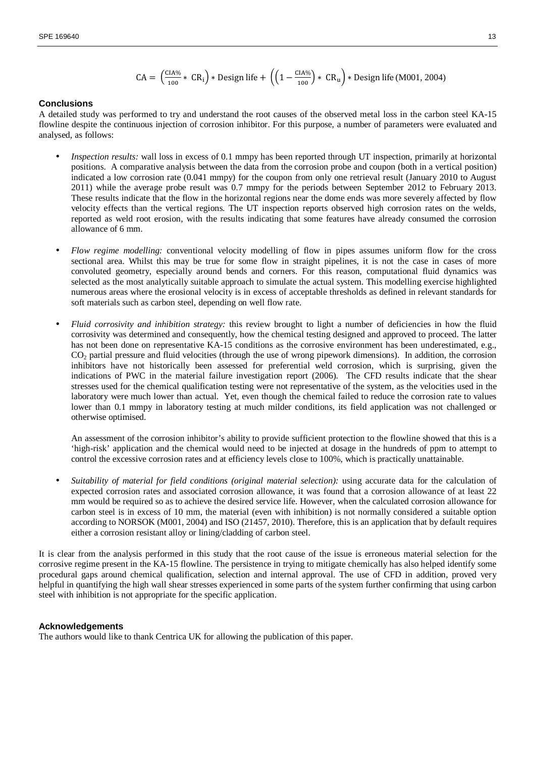$$\mathrm{CA} = \left(\frac{\mathrm{CIA\%}}{100} * \mathrm{CR_i}\right) * \text{Design life} + \left(\left(1 - \frac{\mathrm{CIA\%}}{100}\right) * \mathrm{CR_u}\right) * \text{Design life (M001, 2004)}$$

## Conclusions

A detailed study was performed to try and understand the root causes of the observed metal loss in the carbon steel KA-15 flowline despite the continuous injection of corrosion inhibitor. For this purpose, a number of parameters were evaluated and analysed, as follows:

- *Inspection results:* wall loss in excess of 0.1 mmpy has been reported through UT inspection, primarily at horizontal positions. A comparative analysis between the data from the corrosion probe and coupon (both in a vertical position) indicated a low corrosion rate (0.041 mmpy) for the coupon from only one retrieval result (January 2010 to August 2011) while the average probe result was 0.7 mmpy for the periods between September 2012 to February 2013. These results indicate that the flow in the horizontal regions near the dome ends was more severely affected by flow velocity effects than the vertical regions. The UT inspection reports observed high corrosion rates on the welds, reported as weld root erosion, with the results indicating that some features have already consumed the corrosion allowance of 6 mm.

- *Flow regime modelling:* conventional velocity modelling of flow in pipes assumes uniform flow for the cross sectional area. Whilst this may be true for some flow in straight pipelines, it is not the case in cases of more convoluted geometry, especially around bends and corners. For this reason, computational fluid dynamics was selected as the most analytically suitable approach to simulate the actual system. This modelling exercise highlighted numerous areas where the erosional velocity is in excess of acceptable thresholds as defined in relevant standards for soft materials such as carbon steel, depending on well flow rate.

- *Fluid corrosivity and inhibition strategy:* this review brought to light a number of deficiencies in how the fluid corrosivity was determined and consequently, how the chemical testing designed and approved to proceed. The latter has not been done on representative KA-15 conditions as the corrosive environment has been underestimated, e.g., $CO_2$ partial pressure and fluid velocities (through the use of wrong pipework dimensions). In addition, the corrosion inhibitors have not historically been assessed for preferential weld corrosion, which is surprising, given the indications of PWC in the material failure investigation report (2006). The CFD results indicate that the shear stresses used for the chemical qualification testing were not representative of the system, as the velocities used in the laboratory were much lower than actual. Yet, even though the chemical failed to reduce the corrosion rate to values lower than 0.1 mmpy in laboratory testing at much milder conditions, its field application was not challenged or otherwise optimised.

  An assessment of the corrosion inhibitor's ability to provide sufficient protection to the flowline showed that this is a 'high-risk' application and the chemical would need to be injected at dosage in the hundreds of ppm to attempt to control the excessive corrosion rates and at efficiency levels close to 100%, which is practically unattainable.

- *Suitability of material for field conditions (original material selection):* using accurate data for the calculation of expected corrosion rates and associated corrosion allowance, it was found that a corrosion allowance of at least 22 mm would be required so as to achieve the desired service life. However, when the calculated corrosion allowance for carbon steel is in excess of 10 mm, the material (even with inhibition) is not normally considered a suitable option according to NORSOK (M001, 2004) and ISO (21457, 2010). Therefore, this is an application that by default requires either a corrosion resistant alloy or lining/cladding of carbon steel.

It is clear from the analysis performed in this study that the root cause of the issue is erroneous material selection for the corrosive regime present in the KA-15 flowline. The persistence in trying to mitigate chemically has also helped identify some procedural gaps around chemical qualification, selection and internal approval. The use of CFD in addition, proved very helpful in quantifying the high wall shear stresses experienced in some parts of the system further confirming that using carbon steel with inhibition is not appropriate for the specific application.

## Acknowledgements

The authors would like to thank Centrica UK for allowing the publication of this paper.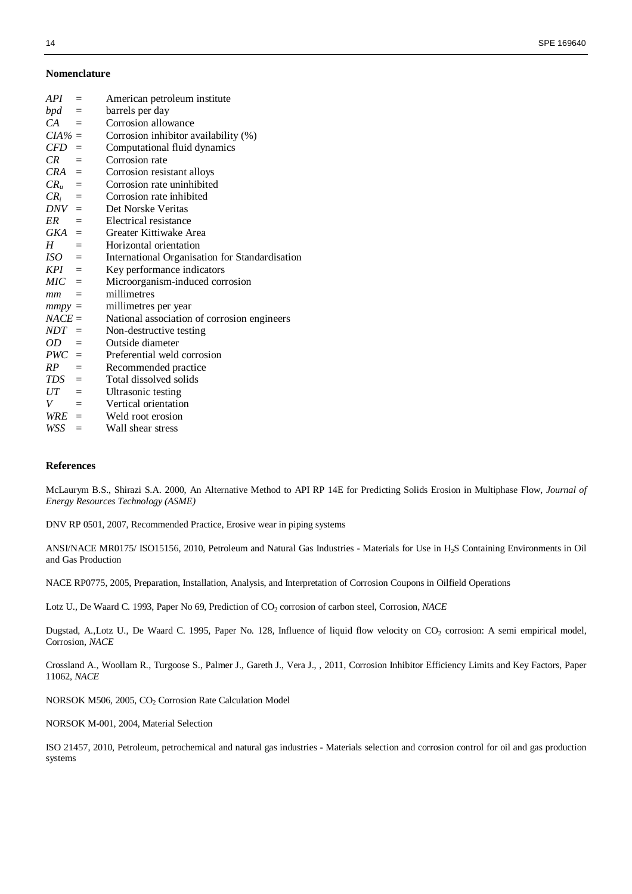## Nomenclature

*API* = American petroleum institute  
*bpd* = barrels per day  
*CA* = Corrosion allowance  
*CIA%* = Corrosion inhibitor availability (%)  
*CFD* = Computational fluid dynamics  
*CR* = Corrosion rate  
*CRA* = Corrosion resistant alloys  
$CR_u$ = Corrosion rate uninhibited  
$CR_i$ = Corrosion rate inhibited  
*DNV* = Det Norske Veritas  
*ER* = Electrical resistance  
*GKA* = Greater Kittiwake Area  
*H* = Horizontal orientation  
*ISO* = International Organisation for Standardisation  
*KPI* = Key performance indicators  
*MIC* = Microorganism-induced corrosion  
*mm* = millimetres  
*mmpy* = millimetres per year  
*NACE* = National association of corrosion engineers  
*NDT* = Non-destructive testing  
*OD* = Outside diameter  
*PWC* = Preferential weld corrosion  
*RP* = Recommended practice  
*TDS* = Total dissolved solids  
*UT* = Ultrasonic testing  
*V* = Vertical orientation  
*WRE* = Weld root erosion  
*WSS* = Wall shear stress

## References

McLaurym B.S., Shirazi S.A. 2000, An Alternative Method to API RP 14E for Predicting Solids Erosion in Multiphase Flow, *Journal of Energy Resources Technology (ASME)*

DNV RP 0501, 2007, Recommended Practice, Erosive wear in piping systems

ANSI/NACE MR0175/ ISO15156, 2010, Petroleum and Natural Gas Industries - Materials for Use in $H_2S$ Containing Environments in Oil and Gas Production

NACE RP0775, 2005, Preparation, Installation, Analysis, and Interpretation of Corrosion Coupons in Oilfield Operations

Lotz U., De Waard C. 1993, Paper No 69, Prediction of $CO_2$ corrosion of carbon steel, Corrosion, *NACE*

Dugstad, A.,Lotz U., De Waard C. 1995, Paper No. 128, Influence of liquid flow velocity on $CO_2$ corrosion: A semi empirical model, Corrosion, *NACE*

Crossland A., Woollam R., Turgoose S., Palmer J., Gareth J., Vera J., , 2011, Corrosion Inhibitor Efficiency Limits and Key Factors, Paper 11062, *NACE*

NORSOK M506, 2005, $CO_2$ Corrosion Rate Calculation Model

NORSOK M-001, 2004, Material Selection

ISO 21457, 2010, Petroleum, petrochemical and natural gas industries - Materials selection and corrosion control for oil and gas production systems